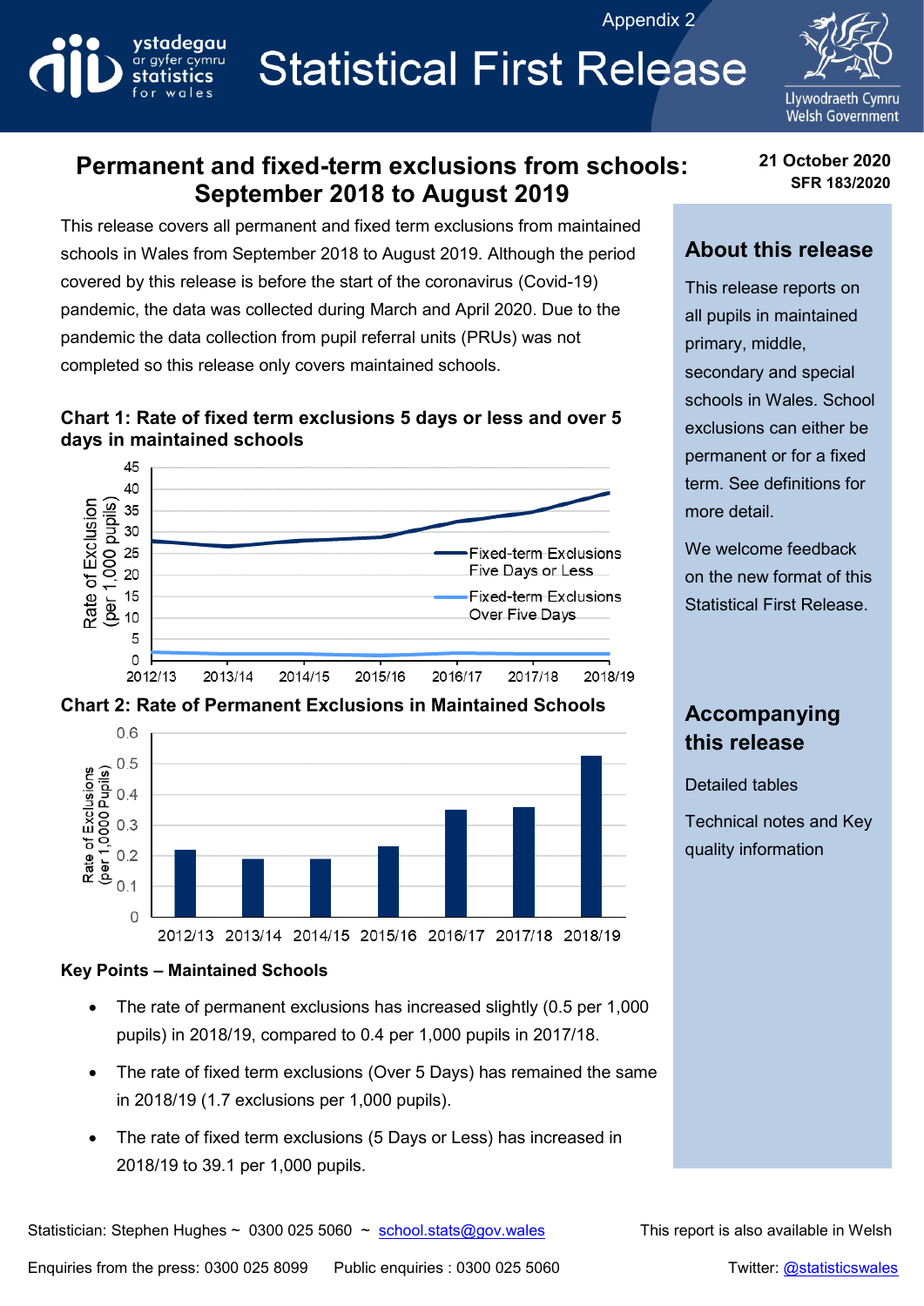Appendix 2

# Statistical First Release

**21 October 2020**
**SFR 183/2020**

## Permanent and fixed-term exclusions from schools: September 2018 to August 2019

This release covers all permanent and fixed term exclusions from maintained schools in Wales from September 2018 to August 2019. Although the period covered by this release is before the start of the coronavirus (Covid-19) pandemic, the data was collected during March and April 2020. Due to the pandemic the data collection from pupil referral units (PRUs) was not completed so this release only covers maintained schools.

**Chart 1: Rate of fixed term exclusions 5 days or less and over 5 days in maintained schools**

**Chart 2: Rate of Permanent Exclusions in Maintained Schools**

**Key Points – Maintained Schools**

- The rate of permanent exclusions has increased slightly (0.5 per 1,000 pupils) in 2018/19, compared to 0.4 per 1,000 pupils in 2017/18.
- The rate of fixed term exclusions (Over 5 Days) has remained the same in 2018/19 (1.7 exclusions per 1,000 pupils).
- The rate of fixed term exclusions (5 Days or Less) has increased in 2018/19 to 39.1 per 1,000 pupils.

## About this release

This release reports on all pupils in maintained primary, middle, secondary and special schools in Wales. School exclusions can either be permanent or for a fixed term. See definitions for more detail.

We welcome feedback on the new format of this Statistical First Release.

## Accompanying this release

Detailed tables

Technical notes and Key quality information

Statistician: Stephen Hughes ~ 0300 025 5060 ~ school.stats@gov.wales

This report is also available in Welsh

Enquiries from the press: 0300 025 8099    Public enquiries : 0300 025 5060

Twitter: @statisticswales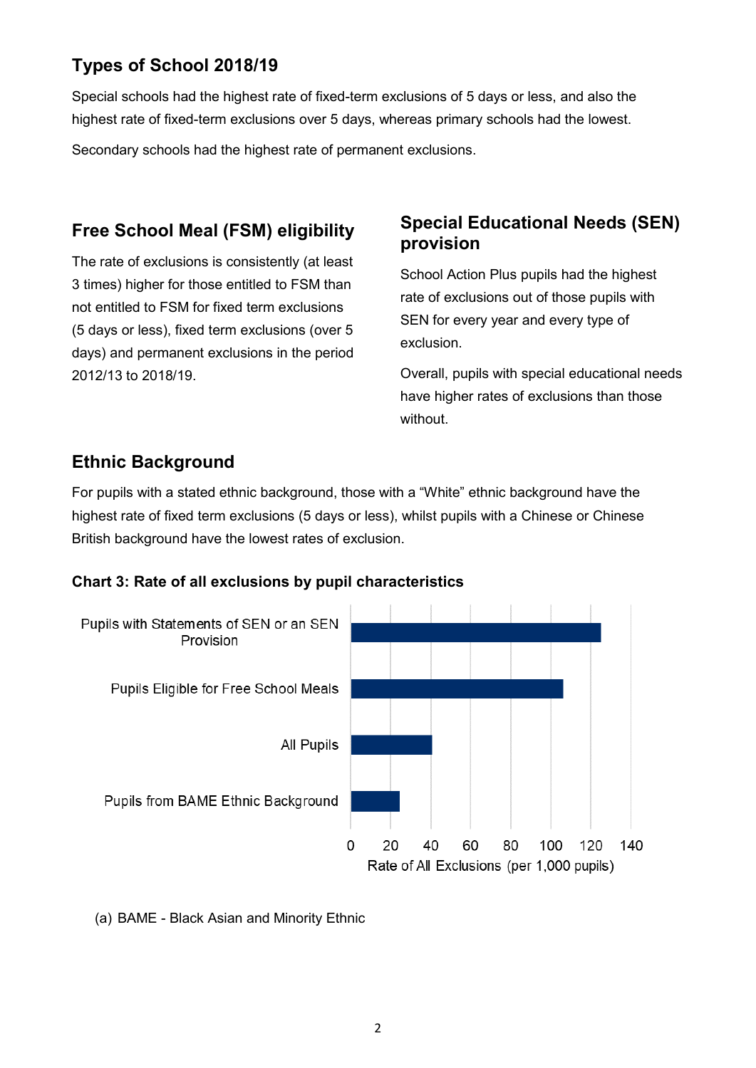## Types of School 2018/19

Special schools had the highest rate of fixed-term exclusions of 5 days or less, and also the highest rate of fixed-term exclusions over 5 days, whereas primary schools had the lowest.

Secondary schools had the highest rate of permanent exclusions.

## Free School Meal (FSM) eligibility

The rate of exclusions is consistently (at least 3 times) higher for those entitled to FSM than not entitled to FSM for fixed term exclusions (5 days or less), fixed term exclusions (over 5 days) and permanent exclusions in the period 2012/13 to 2018/19.

## Special Educational Needs (SEN) provision

School Action Plus pupils had the highest rate of exclusions out of those pupils with SEN for every year and every type of exclusion.

Overall, pupils with special educational needs have higher rates of exclusions than those without.

## Ethnic Background

For pupils with a stated ethnic background, those with a "White" ethnic background have the highest rate of fixed term exclusions (5 days or less), whilst pupils with a Chinese or Chinese British background have the lowest rates of exclusion.

**Chart 3: Rate of all exclusions by pupil characteristics**

| Pupil characteristic | Rate of All Exclusions (per 1,000 pupils) (approx.) |
|---|---|
| Pupils with Statements of SEN or an SEN Provision | 125 |
| Pupils Eligible for Free School Meals | 106 |
| All Pupils | 40 |
| Pupils from BAME Ethnic Background | 24 |

(a) BAME - Black Asian and Minority Ethnic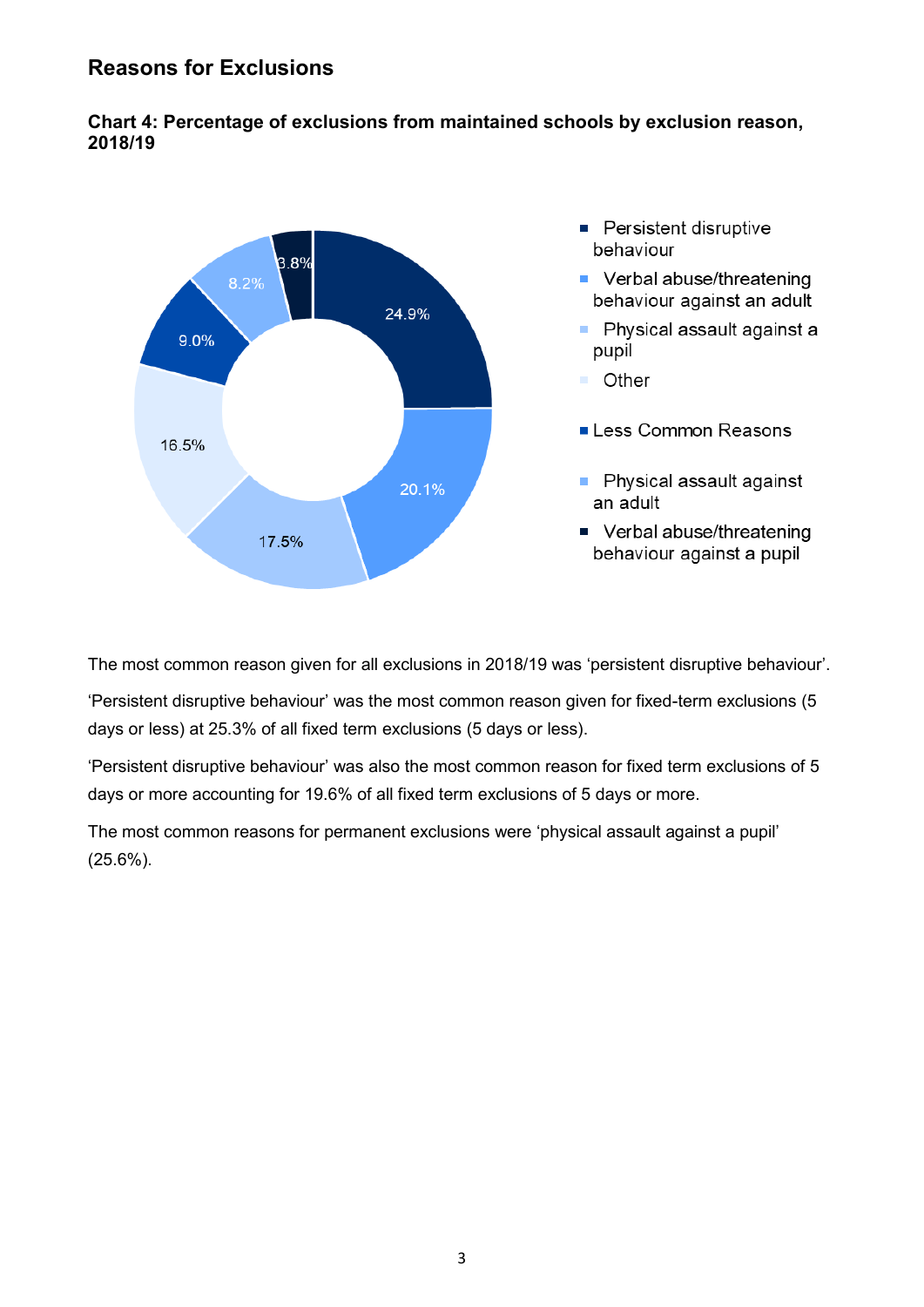## Reasons for Exclusions

**Chart 4: Percentage of exclusions from maintained schools by exclusion reason, 2018/19**

| Exclusion reason | Percentage |
|---|---|
| Persistent disruptive behaviour | 24.9% |
| Verbal abuse/threatening behaviour against an adult | 20.1% |
| Physical assault against a pupil | 17.5% |
| Other | 16.5% |
| Less Common Reasons | 9.0% |
| Physical assault against an adult | 8.2% |
| Verbal abuse/threatening behaviour against a pupil | 3.8% |

The most common reason given for all exclusions in 2018/19 was 'persistent disruptive behaviour'.

'Persistent disruptive behaviour' was the most common reason given for fixed-term exclusions (5 days or less) at 25.3% of all fixed term exclusions (5 days or less).

'Persistent disruptive behaviour' was also the most common reason for fixed term exclusions of 5 days or more accounting for 19.6% of all fixed term exclusions of 5 days or more.

The most common reasons for permanent exclusions were 'physical assault against a pupil' (25.6%).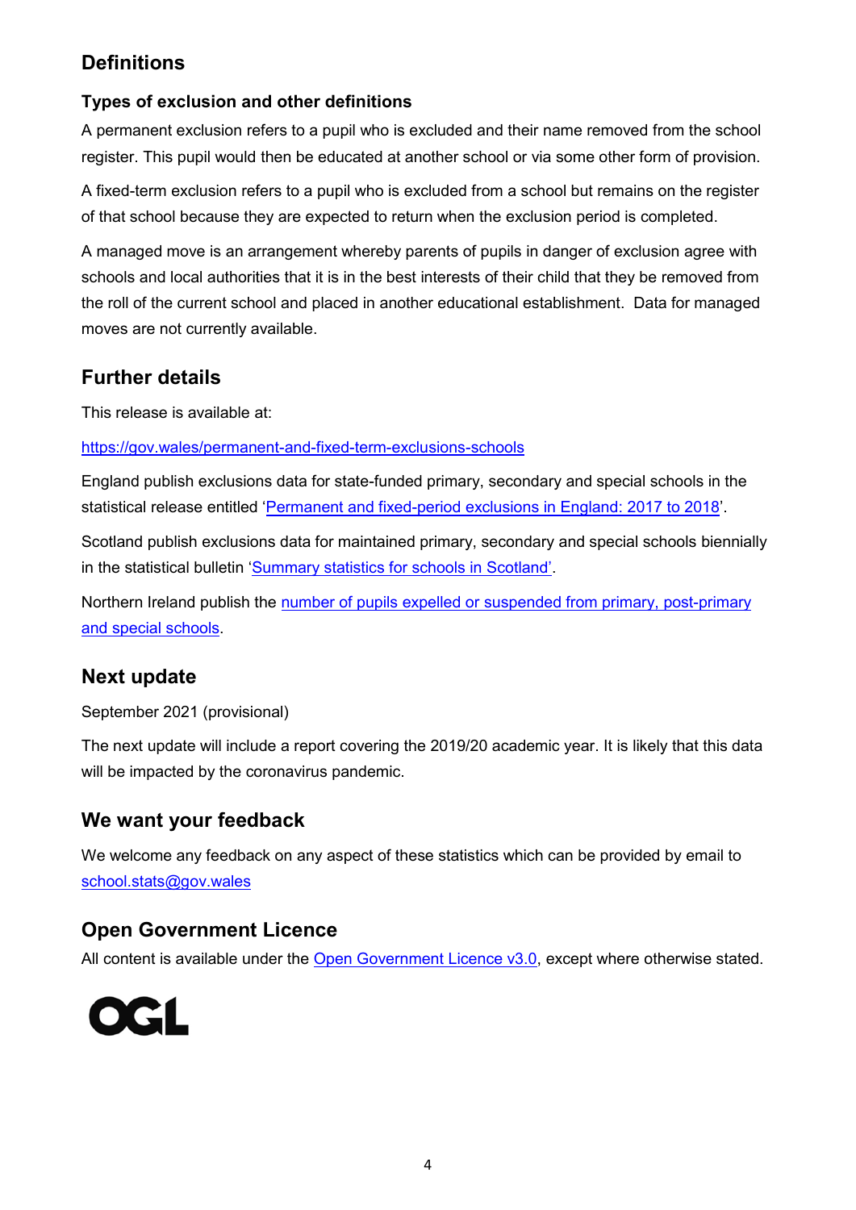## Definitions

### Types of exclusion and other definitions

A permanent exclusion refers to a pupil who is excluded and their name removed from the school register. This pupil would then be educated at another school or via some other form of provision.

A fixed-term exclusion refers to a pupil who is excluded from a school but remains on the register of that school because they are expected to return when the exclusion period is completed.

A managed move is an arrangement whereby parents of pupils in danger of exclusion agree with schools and local authorities that it is in the best interests of their child that they be removed from the roll of the current school and placed in another educational establishment. Data for managed moves are not currently available.

## Further details

This release is available at:

https://gov.wales/permanent-and-fixed-term-exclusions-schools

England publish exclusions data for state-funded primary, secondary and special schools in the statistical release entitled 'Permanent and fixed-period exclusions in England: 2017 to 2018'.

Scotland publish exclusions data for maintained primary, secondary and special schools biennially in the statistical bulletin 'Summary statistics for schools in Scotland'.

Northern Ireland publish the number of pupils expelled or suspended from primary, post-primary and special schools.

## Next update

September 2021 (provisional)

The next update will include a report covering the 2019/20 academic year. It is likely that this data will be impacted by the coronavirus pandemic.

## We want your feedback

We welcome any feedback on any aspect of these statistics which can be provided by email to school.stats@gov.wales

## Open Government Licence

All content is available under the Open Government Licence v3.0, except where otherwise stated.

OGL